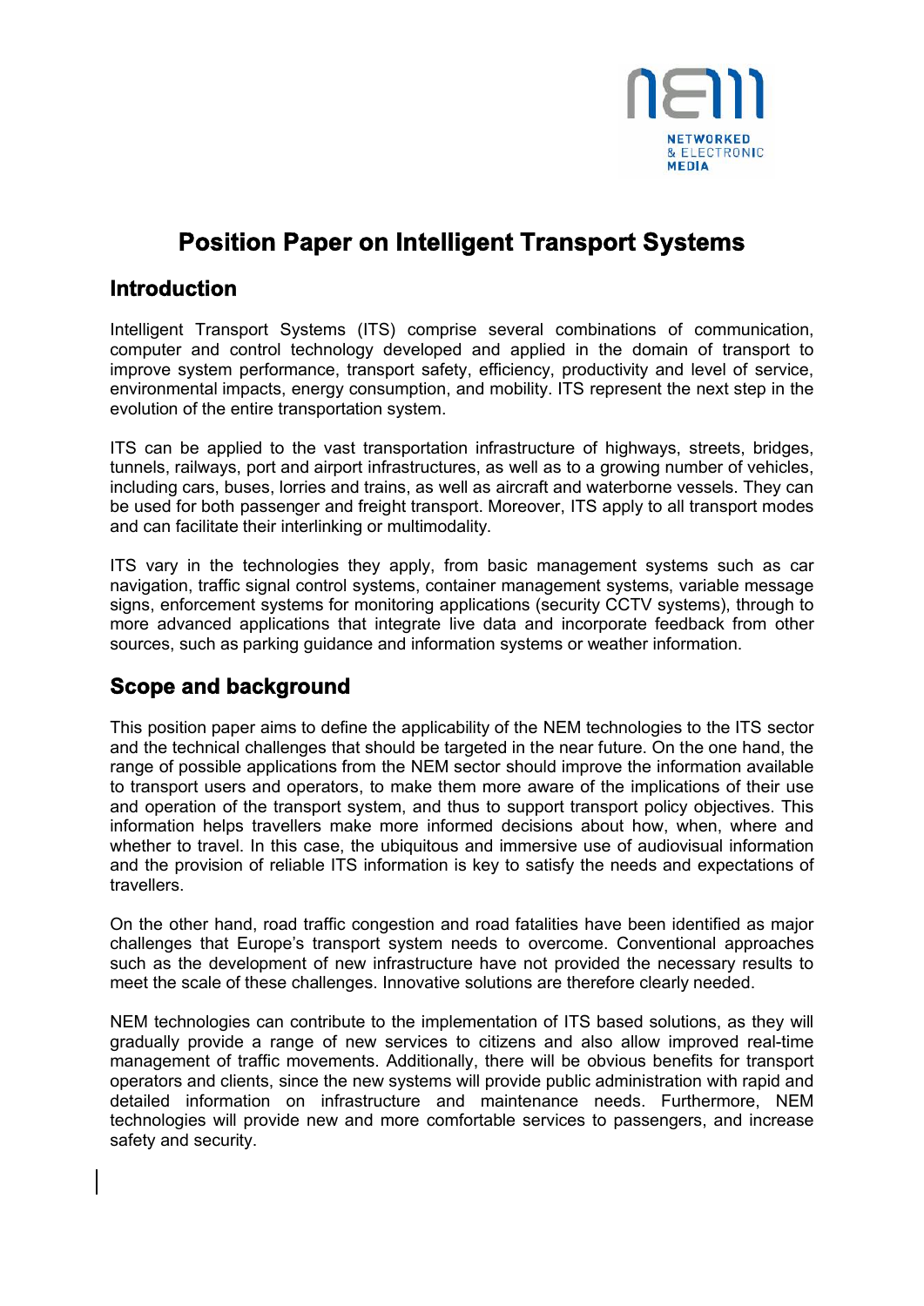# Position Paper on Intelligent Transport Systems

## Introduction

Intelligent Transport Systems (ITS) comprise several combinations of communication, computer and control technology developed and applied in the domain of transport to improve system performance, transport safety, efficiency, productivity and level of service, environmental impacts, energy consumption, and mobility. ITS represent the next step in the evolution of the entire transportation system.

ITS can be applied to the vast transportation infrastructure of highways, streets, bridges, tunnels, railways, port and airport infrastructures, as well as to a growing number of vehicles, including cars, buses, lorries and trains, as well as aircraft and waterborne vessels. They can be used for both passenger and freight transport. Moreover, ITS apply to all transport modes and can facilitate their interlinking or multimodality.

ITS vary in the technologies they apply, from basic management systems such as car navigation, traffic signal control systems, container management systems, variable message signs, enforcement systems for monitoring applications (security CCTV systems), through to more advanced applications that integrate live data and incorporate feedback from other sources, such as parking guidance and information systems or weather information.

## Scope and background

This position paper aims to define the applicability of the NEM technologies to the ITS sector and the technical challenges that should be targeted in the near future. On the one hand, the range of possible applications from the NEM sector should improve the information available to transport users and operators, to make them more aware of the implications of their use and operation of the transport system, and thus to support transport policy objectives. This information helps travellers make more informed decisions about how, when, where and whether to travel. In this case, the ubiquitous and immersive use of audiovisual information and the provision of reliable ITS information is key to satisfy the needs and expectations of travellers.

On the other hand, road traffic congestion and road fatalities have been identified as major challenges that Europe's transport system needs to overcome. Conventional approaches such as the development of new infrastructure have not provided the necessary results to meet the scale of these challenges. Innovative solutions are therefore clearly needed.

NEM technologies can contribute to the implementation of ITS based solutions, as they will gradually provide a range of new services to citizens and also allow improved real-time management of traffic movements. Additionally, there will be obvious benefits for transport operators and clients, since the new systems will provide public administration with rapid and detailed information on infrastructure and maintenance needs. Furthermore, NEM technologies will provide new and more comfortable services to passengers, and increase safety and security.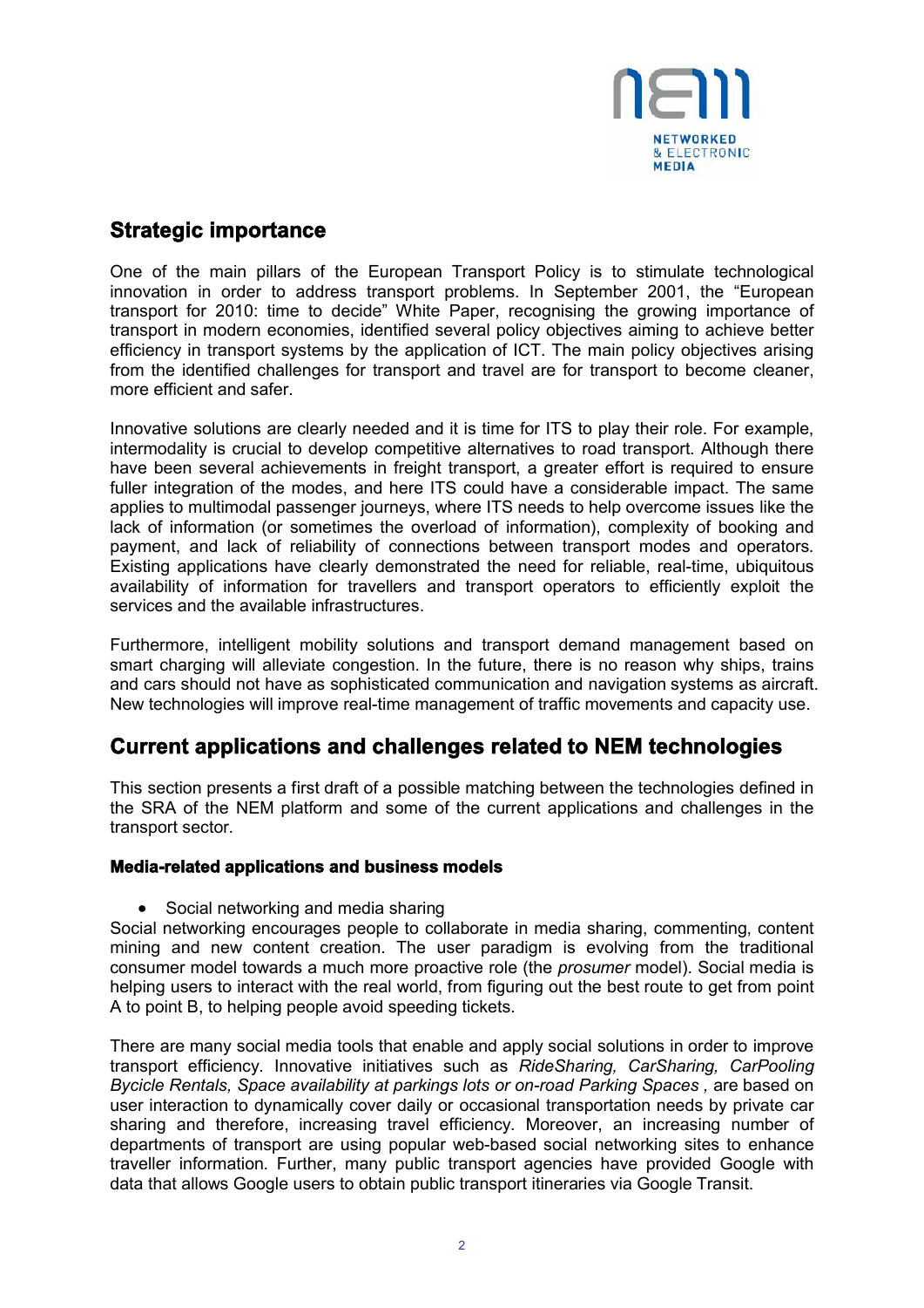## Strategic importance

One of the main pillars of the European Transport Policy is to stimulate technological innovation in order to address transport problems. In September 2001, the "European transport for 2010: time to decide" White Paper, recognising the growing importance of transport in modern economies, identified several policy objectives aiming to achieve better efficiency in transport systems by the application of ICT. The main policy objectives arising from the identified challenges for transport and travel are for transport to become cleaner, more efficient and safer.

Innovative solutions are clearly needed and it is time for ITS to play their role. For example, intermodality is crucial to develop competitive alternatives to road transport. Although there have been several achievements in freight transport, a greater effort is required to ensure fuller integration of the modes, and here ITS could have a considerable impact. The same applies to multimodal passenger journeys, where ITS needs to help overcome issues like the lack of information (or sometimes the overload of information), complexity of booking and payment, and lack of reliability of connections between transport modes and operators. Existing applications have clearly demonstrated the need for reliable, real-time, ubiquitous availability of information for travellers and transport operators to efficiently exploit the services and the available infrastructures.

Furthermore, intelligent mobility solutions and transport demand management based on smart charging will alleviate congestion. In the future, there is no reason why ships, trains and cars should not have as sophisticated communication and navigation systems as aircraft. New technologies will improve real-time management of traffic movements and capacity use.

## Current applications and challenges related to NEM technologies

This section presents a first draft of a possible matching between the technologies defined in the SRA of the NEM platform and some of the current applications and challenges in the transport sector.

### Media-related applications and business models

- Social networking and media sharing

Social networking encourages people to collaborate in media sharing, commenting, content mining and new content creation. The user paradigm is evolving from the traditional consumer model towards a much more proactive role (the *prosumer* model). Social media is helping users to interact with the real world, from figuring out the best route to get from point A to point B, to helping people avoid speeding tickets.

There are many social media tools that enable and apply social solutions in order to improve transport efficiency. Innovative initiatives such as *RideSharing, CarSharing, CarPooling Bycicle Rentals, Space availability at parkings lots or on-road Parking Spaces ,* are based on user interaction to dynamically cover daily or occasional transportation needs by private car sharing and therefore, increasing travel efficiency. Moreover, an increasing number of departments of transport are using popular web-based social networking sites to enhance traveller information. Further, many public transport agencies have provided Google with data that allows Google users to obtain public transport itineraries via Google Transit.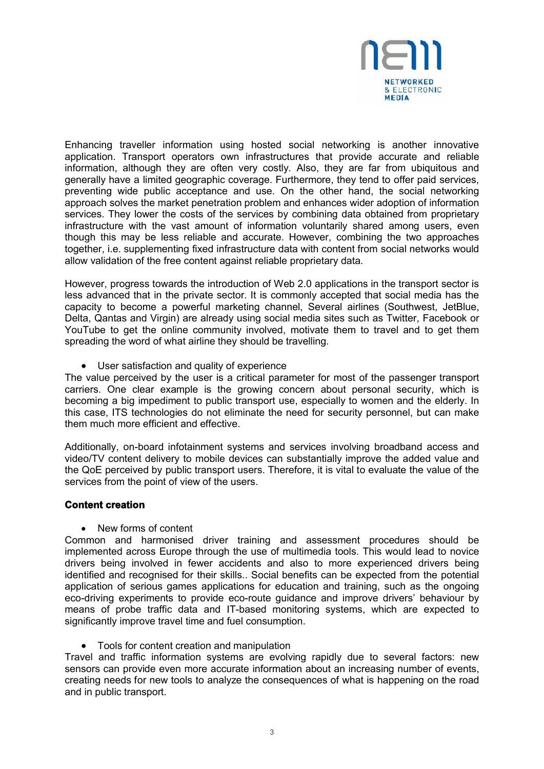Enhancing traveller information using hosted social networking is another innovative application. Transport operators own infrastructures that provide accurate and reliable information, although they are often very costly. Also, they are far from ubiquitous and generally have a limited geographic coverage. Furthermore, they tend to offer paid services, preventing wide public acceptance and use. On the other hand, the social networking approach solves the market penetration problem and enhances wider adoption of information services. They lower the costs of the services by combining data obtained from proprietary infrastructure with the vast amount of information voluntarily shared among users, even though this may be less reliable and accurate. However, combining the two approaches together, i.e. supplementing fixed infrastructure data with content from social networks would allow validation of the free content against reliable proprietary data.

However, progress towards the introduction of Web 2.0 applications in the transport sector is less advanced that in the private sector. It is commonly accepted that social media has the capacity to become a powerful marketing channel, Several airlines (Southwest, JetBlue, Delta, Qantas and Virgin) are already using social media sites such as Twitter, Facebook or YouTube to get the online community involved, motivate them to travel and to get them spreading the word of what airline they should be travelling.

- User satisfaction and quality of experience

The value perceived by the user is a critical parameter for most of the passenger transport carriers. One clear example is the growing concern about personal security, which is becoming a big impediment to public transport use, especially to women and the elderly. In this case, ITS technologies do not eliminate the need for security personnel, but can make them much more efficient and effective.

Additionally, on-board infotainment systems and services involving broadband access and video/TV content delivery to mobile devices can substantially improve the added value and the QoE perceived by public transport users. Therefore, it is vital to evaluate the value of the services from the point of view of the users.

**Content creation**

- New forms of content

Common and harmonised driver training and assessment procedures should be implemented across Europe through the use of multimedia tools. This would lead to novice drivers being involved in fewer accidents and also to more experienced drivers being identified and recognised for their skills.. Social benefits can be expected from the potential application of serious games applications for education and training, such as the ongoing eco-driving experiments to provide eco-route guidance and improve drivers' behaviour by means of probe traffic data and IT-based monitoring systems, which are expected to significantly improve travel time and fuel consumption.

- Tools for content creation and manipulation

Travel and traffic information systems are evolving rapidly due to several factors: new sensors can provide even more accurate information about an increasing number of events, creating needs for new tools to analyze the consequences of what is happening on the road and in public transport.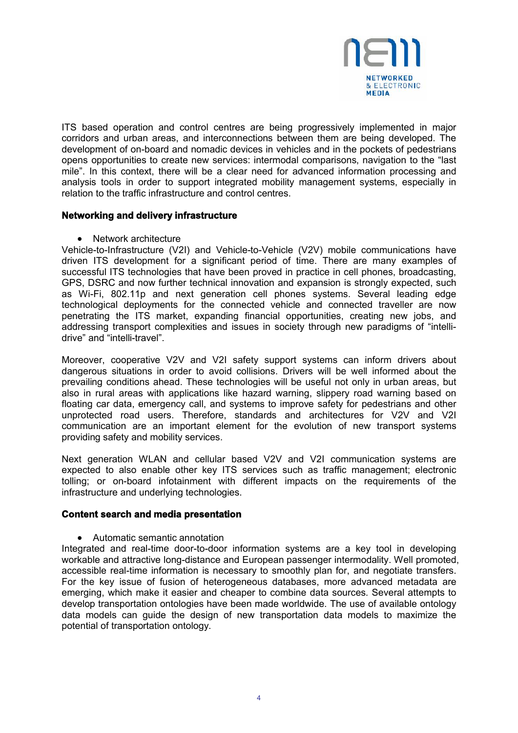ITS based operation and control centres are being progressively implemented in major corridors and urban areas, and interconnections between them are being developed. The development of on-board and nomadic devices in vehicles and in the pockets of pedestrians opens opportunities to create new services: intermodal comparisons, navigation to the “last mile”. In this context, there will be a clear need for advanced information processing and analysis tools in order to support integrated mobility management systems, especially in relation to the traffic infrastructure and control centres.

**Networking and delivery infrastructure**

- Network architecture

Vehicle-to-Infrastructure (V2I) and Vehicle-to-Vehicle (V2V) mobile communications have driven ITS development for a significant period of time. There are many examples of successful ITS technologies that have been proved in practice in cell phones, broadcasting, GPS, DSRC and now further technical innovation and expansion is strongly expected, such as Wi-Fi, 802.11p and next generation cell phones systems. Several leading edge technological deployments for the connected vehicle and connected traveller are now penetrating the ITS market, expanding financial opportunities, creating new jobs, and addressing transport complexities and issues in society through new paradigms of “intelli-drive” and “intelli-travel”.

Moreover, cooperative V2V and V2I safety support systems can inform drivers about dangerous situations in order to avoid collisions. Drivers will be well informed about the prevailing conditions ahead. These technologies will be useful not only in urban areas, but also in rural areas with applications like hazard warning, slippery road warning based on floating car data, emergency call, and systems to improve safety for pedestrians and other unprotected road users. Therefore, standards and architectures for V2V and V2I communication are an important element for the evolution of new transport systems providing safety and mobility services.

Next generation WLAN and cellular based V2V and V2I communication systems are expected to also enable other key ITS services such as traffic management; electronic tolling; or on-board infotainment with different impacts on the requirements of the infrastructure and underlying technologies.

**Content search and media presentation**

- Automatic semantic annotation

Integrated and real-time door-to-door information systems are a key tool in developing workable and attractive long-distance and European passenger intermodality. Well promoted, accessible real-time information is necessary to smoothly plan for, and negotiate transfers. For the key issue of fusion of heterogeneous databases, more advanced metadata are emerging, which make it easier and cheaper to combine data sources. Several attempts to develop transportation ontologies have been made worldwide. The use of available ontology data models can guide the design of new transportation data models to maximize the potential of transportation ontology.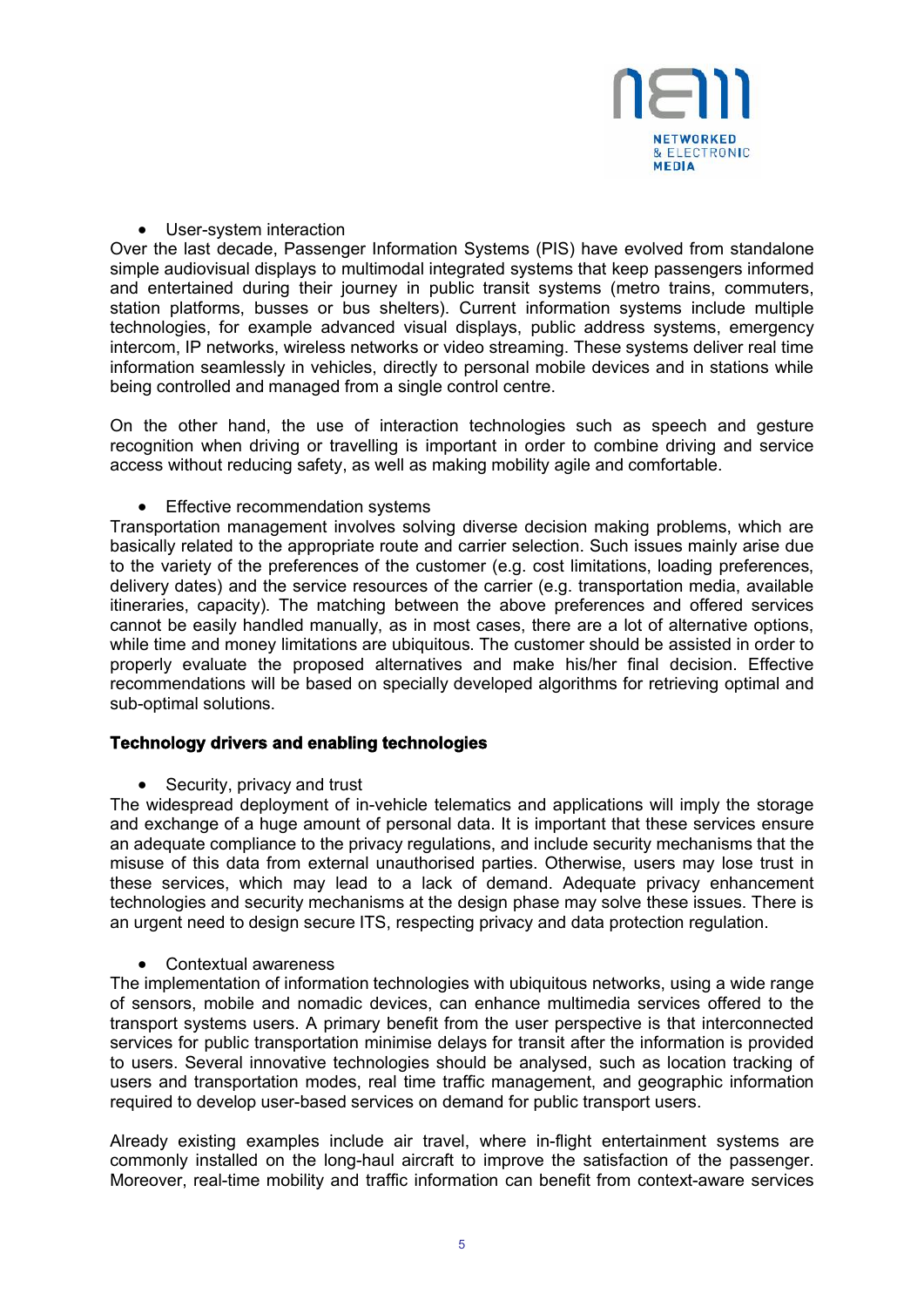- User-system interaction

Over the last decade, Passenger Information Systems (PIS) have evolved from standalone simple audiovisual displays to multimodal integrated systems that keep passengers informed and entertained during their journey in public transit systems (metro trains, commuters, station platforms, busses or bus shelters). Current information systems include multiple technologies, for example advanced visual displays, public address systems, emergency intercom, IP networks, wireless networks or video streaming. These systems deliver real time information seamlessly in vehicles, directly to personal mobile devices and in stations while being controlled and managed from a single control centre.

On the other hand, the use of interaction technologies such as speech and gesture recognition when driving or travelling is important in order to combine driving and service access without reducing safety, as well as making mobility agile and comfortable.

- Effective recommendation systems

Transportation management involves solving diverse decision making problems, which are basically related to the appropriate route and carrier selection. Such issues mainly arise due to the variety of the preferences of the customer (e.g. cost limitations, loading preferences, delivery dates) and the service resources of the carrier (e.g. transportation media, available itineraries, capacity). The matching between the above preferences and offered services cannot be easily handled manually, as in most cases, there are a lot of alternative options, while time and money limitations are ubiquitous. The customer should be assisted in order to properly evaluate the proposed alternatives and make his/her final decision. Effective recommendations will be based on specially developed algorithms for retrieving optimal and sub-optimal solutions.

**Technology drivers and enabling technologies**

- Security, privacy and trust

The widespread deployment of in-vehicle telematics and applications will imply the storage and exchange of a huge amount of personal data. It is important that these services ensure an adequate compliance to the privacy regulations, and include security mechanisms that the misuse of this data from external unauthorised parties. Otherwise, users may lose trust in these services, which may lead to a lack of demand. Adequate privacy enhancement technologies and security mechanisms at the design phase may solve these issues. There is an urgent need to design secure ITS, respecting privacy and data protection regulation.

- Contextual awareness

The implementation of information technologies with ubiquitous networks, using a wide range of sensors, mobile and nomadic devices, can enhance multimedia services offered to the transport systems users. A primary benefit from the user perspective is that interconnected services for public transportation minimise delays for transit after the information is provided to users. Several innovative technologies should be analysed, such as location tracking of users and transportation modes, real time traffic management, and geographic information required to develop user-based services on demand for public transport users.

Already existing examples include air travel, where in-flight entertainment systems are commonly installed on the long-haul aircraft to improve the satisfaction of the passenger. Moreover, real-time mobility and traffic information can benefit from context-aware services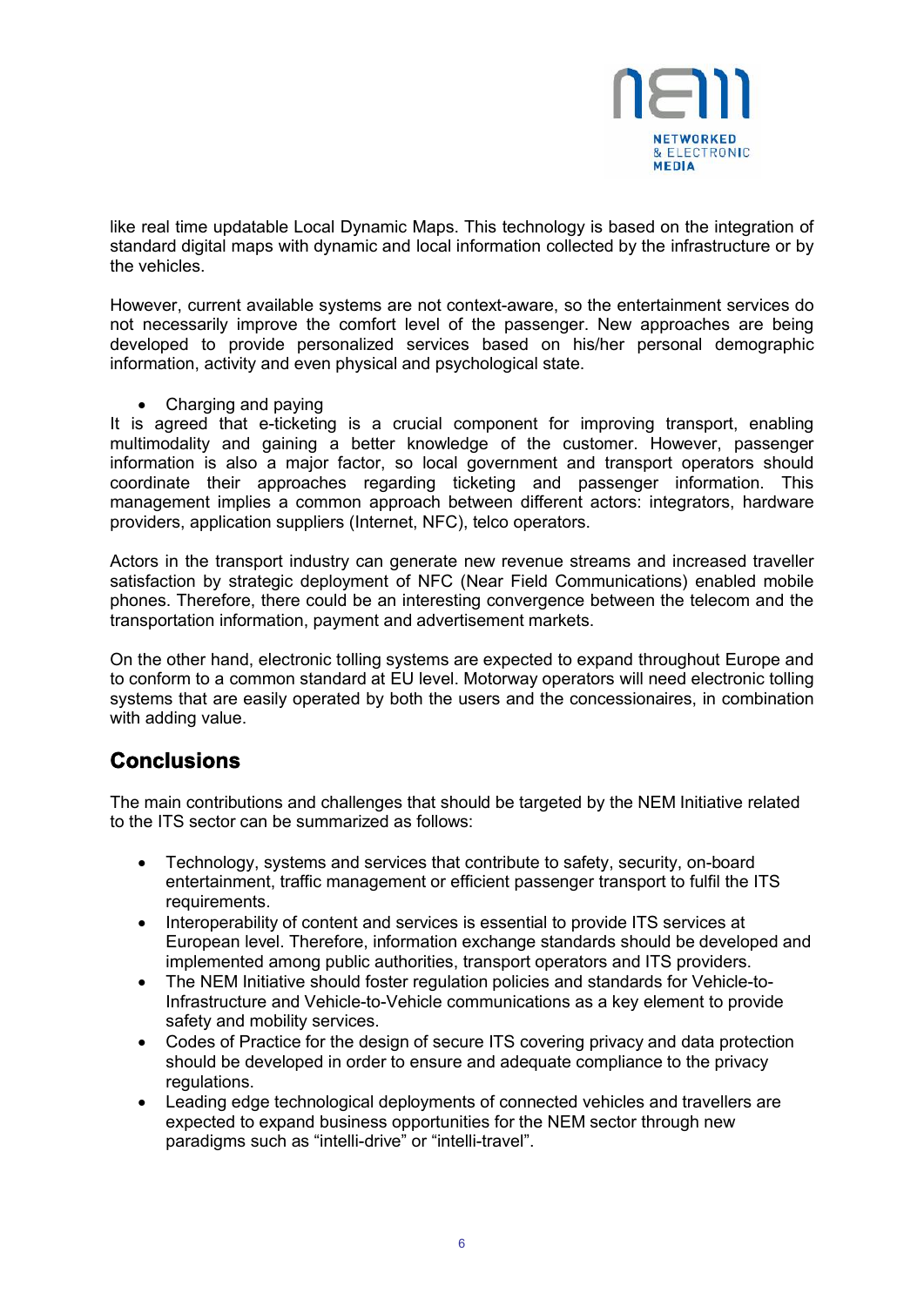like real time updatable Local Dynamic Maps. This technology is based on the integration of standard digital maps with dynamic and local information collected by the infrastructure or by the vehicles.

However, current available systems are not context-aware, so the entertainment services do not necessarily improve the comfort level of the passenger. New approaches are being developed to provide personalized services based on his/her personal demographic information, activity and even physical and psychological state.

- Charging and paying

It is agreed that e-ticketing is a crucial component for improving transport, enabling multimodality and gaining a better knowledge of the customer. However, passenger information is also a major factor, so local government and transport operators should coordinate their approaches regarding ticketing and passenger information. This management implies a common approach between different actors: integrators, hardware providers, application suppliers (Internet, NFC), telco operators.

Actors in the transport industry can generate new revenue streams and increased traveller satisfaction by strategic deployment of NFC (Near Field Communications) enabled mobile phones. Therefore, there could be an interesting convergence between the telecom and the transportation information, payment and advertisement markets.

On the other hand, electronic tolling systems are expected to expand throughout Europe and to conform to a common standard at EU level. Motorway operators will need electronic tolling systems that are easily operated by both the users and the concessionaires, in combination with adding value.

## Conclusions

The main contributions and challenges that should be targeted by the NEM Initiative related to the ITS sector can be summarized as follows:

- Technology, systems and services that contribute to safety, security, on-board entertainment, traffic management or efficient passenger transport to fulfil the ITS requirements.
- Interoperability of content and services is essential to provide ITS services at European level. Therefore, information exchange standards should be developed and implemented among public authorities, transport operators and ITS providers.
- The NEM Initiative should foster regulation policies and standards for Vehicle-to-Infrastructure and Vehicle-to-Vehicle communications as a key element to provide safety and mobility services.
- Codes of Practice for the design of secure ITS covering privacy and data protection should be developed in order to ensure and adequate compliance to the privacy regulations.
- Leading edge technological deployments of connected vehicles and travellers are expected to expand business opportunities for the NEM sector through new paradigms such as "intelli-drive" or "intelli-travel".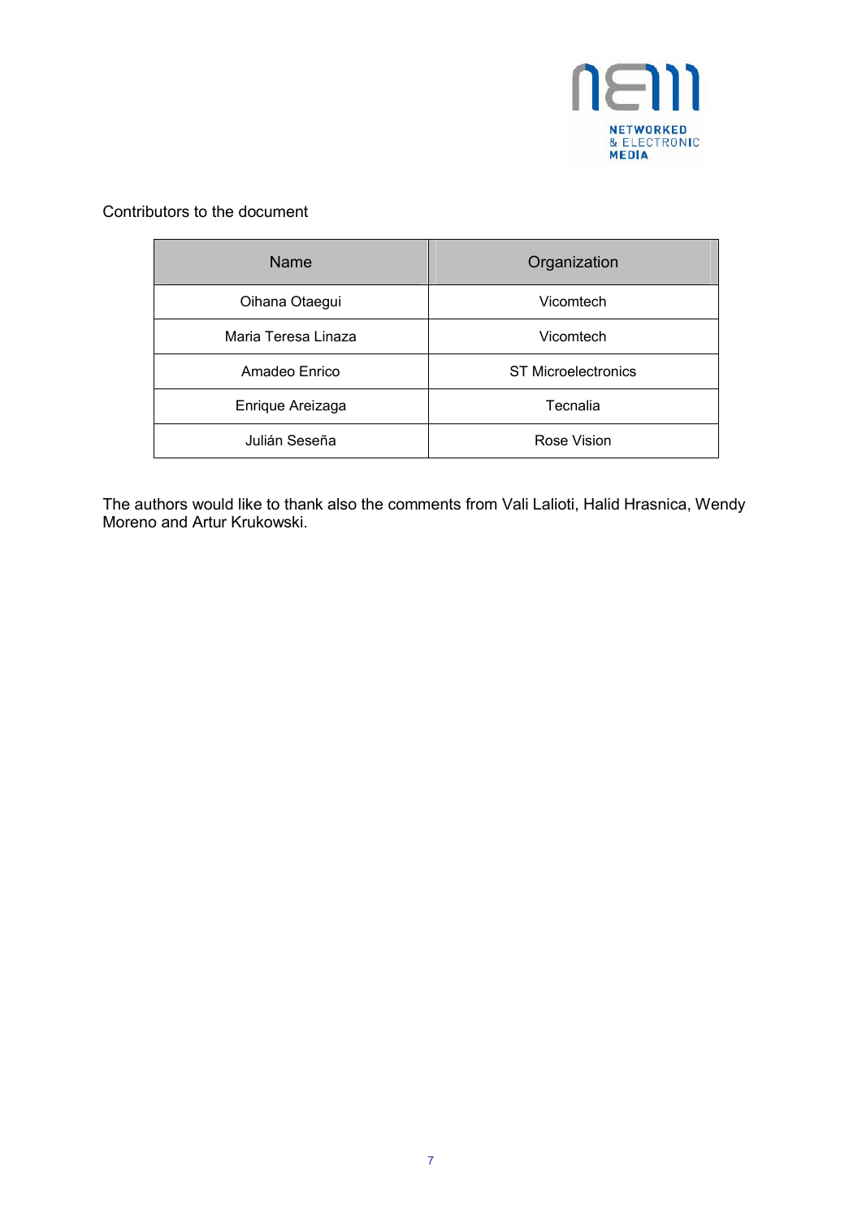Contributors to the document

| Name | Organization |
| --- | --- |
| Oihana Otaegui | Vicomtech |
| Maria Teresa Linaza | Vicomtech |
| Amadeo Enrico | ST Microelectronics |
| Enrique Areizaga | Tecnalia |
| Julián Seseña | Rose Vision |

The authors would like to thank also the comments from Vali Lalioti, Halid Hrasnica, Wendy Moreno and Artur Krukowski.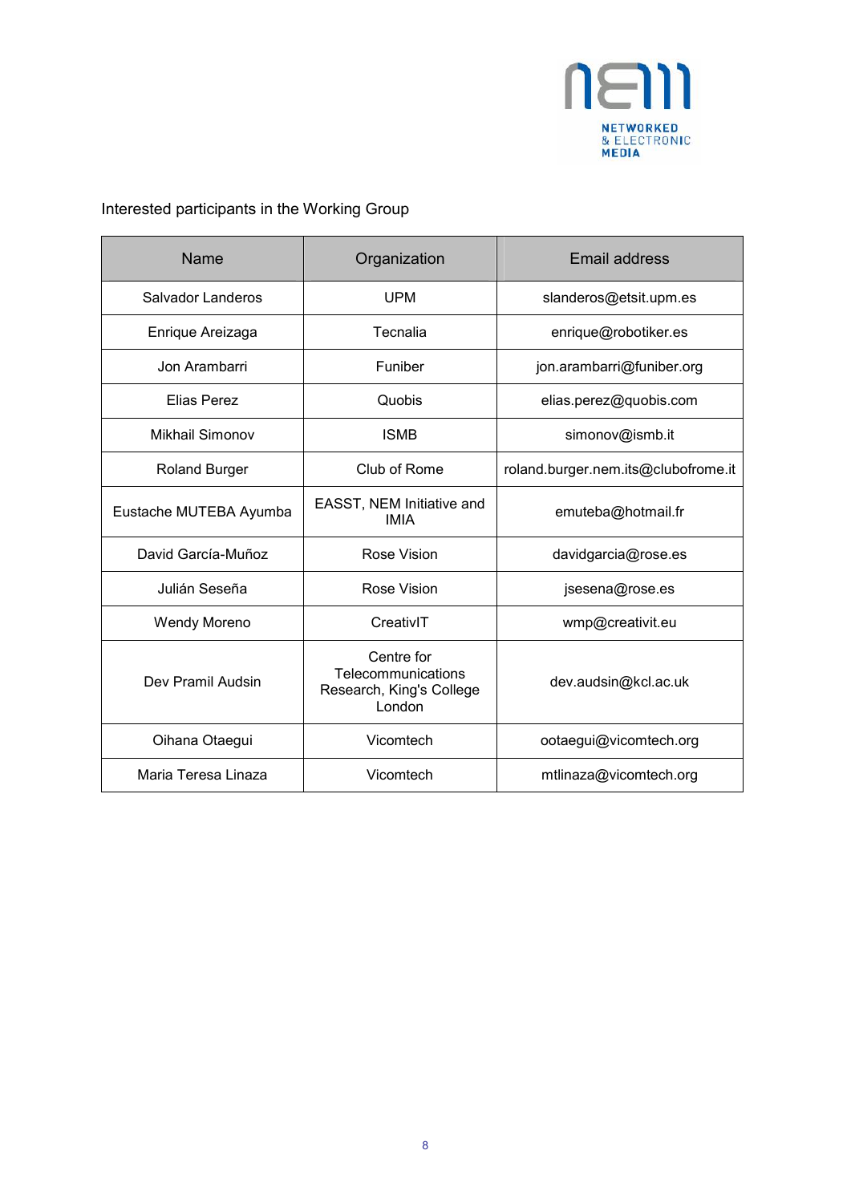Interested participants in the Working Group

| Name | Organization | Email address |
|---|---|---|
| Salvador Landeros | UPM | slanderos@etsit.upm.es |
| Enrique Areizaga | Tecnalia | enrique@robotiker.es |
| Jon Arambarri | Funiber | jon.arambarri@funiber.org |
| Elias Perez | Quobis | elias.perez@quobis.com |
| Mikhail Simonov | ISMB | simonov@ismb.it |
| Roland Burger | Club of Rome | roland.burger.nem.its@clubofrome.it |
| Eustache MUTEBA Ayumba | EASST, NEM Initiative and IMIA | emuteba@hotmail.fr |
| David García-Muñoz | Rose Vision | davidgarcia@rose.es |
| Julián Seseña | Rose Vision | jsesena@rose.es |
| Wendy Moreno | CreativIT | wmp@creativit.eu |
| Dev Pramil Audsin | Centre for Telecommunications Research, King's College London | dev.audsin@kcl.ac.uk |
| Oihana Otaegui | Vicomtech | ootaegui@vicomtech.org |
| Maria Teresa Linaza | Vicomtech | mtlinaza@vicomtech.org |